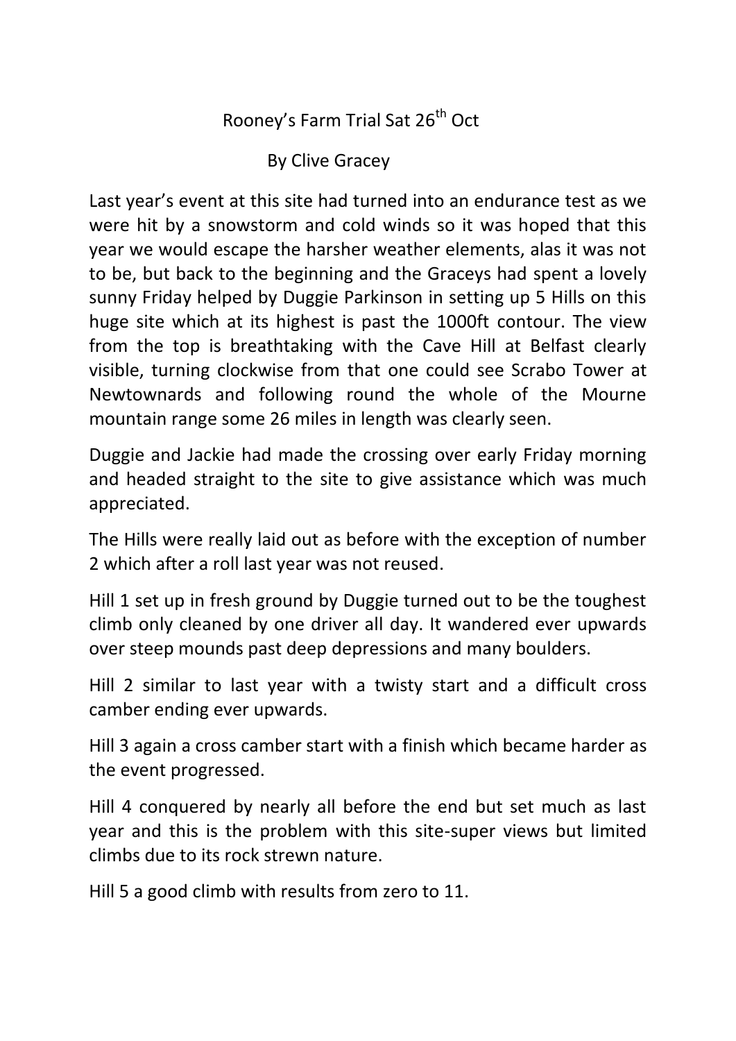# Rooney's Farm Trial Sat 26th Oct

By Clive Gracey

Last year's event at this site had turned into an endurance test as we were hit by a snowstorm and cold winds so it was hoped that this year we would escape the harsher weather elements, alas it was not to be, but back to the beginning and the Graceys had spent a lovely sunny Friday helped by Duggie Parkinson in setting up 5 Hills on this huge site which at its highest is past the 1000ft contour. The view from the top is breathtaking with the Cave Hill at Belfast clearly visible, turning clockwise from that one could see Scrabo Tower at Newtownards and following round the whole of the Mourne mountain range some 26 miles in length was clearly seen.

Duggie and Jackie had made the crossing over early Friday morning and headed straight to the site to give assistance which was much appreciated.

The Hills were really laid out as before with the exception of number 2 which after a roll last year was not reused.

Hill 1 set up in fresh ground by Duggie turned out to be the toughest climb only cleaned by one driver all day. It wandered ever upwards over steep mounds past deep depressions and many boulders.

Hill 2 similar to last year with a twisty start and a difficult cross camber ending ever upwards.

Hill 3 again a cross camber start with a finish which became harder as the event progressed.

Hill 4 conquered by nearly all before the end but set much as last year and this is the problem with this site-super views but limited climbs due to its rock strewn nature.

Hill 5 a good climb with results from zero to 11.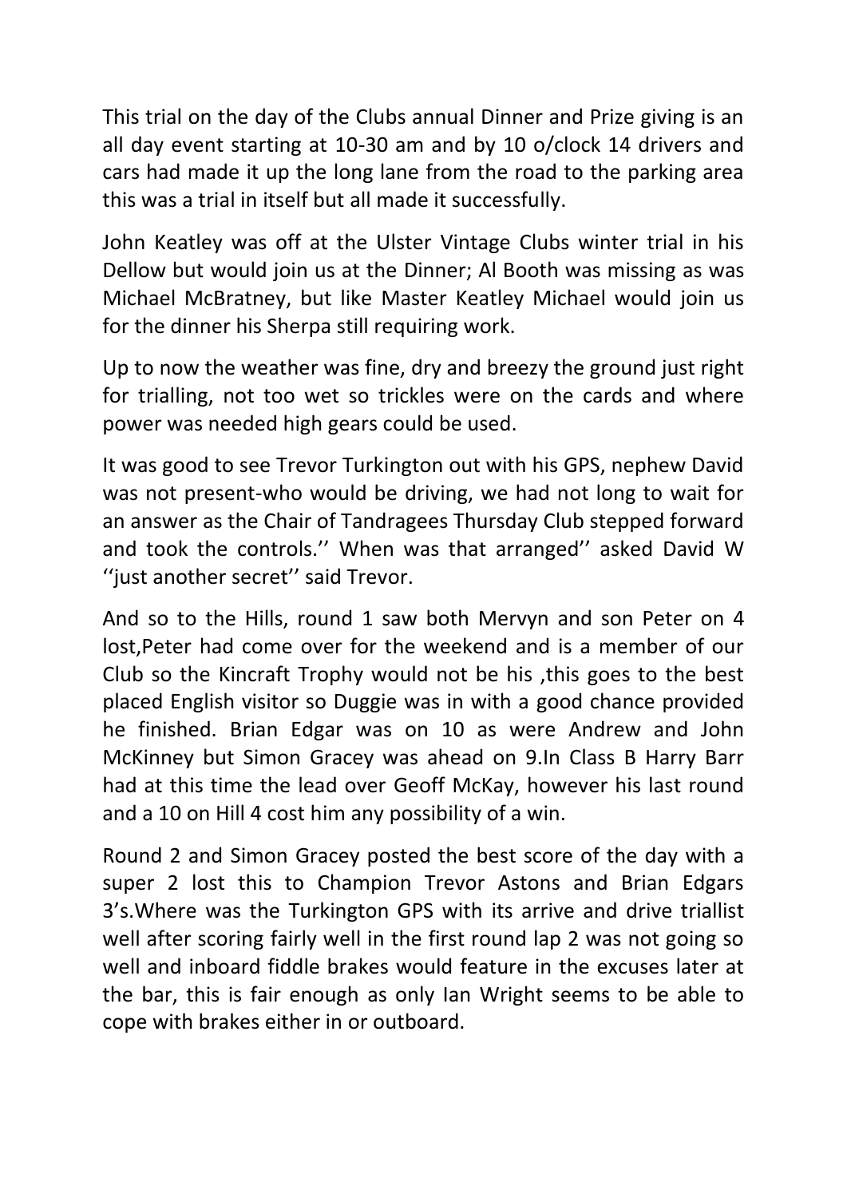This trial on the day of the Clubs annual Dinner and Prize giving is an all day event starting at 10-30 am and by 10 o/clock 14 drivers and cars had made it up the long lane from the road to the parking area this was a trial in itself but all made it successfully.

John Keatley was off at the Ulster Vintage Clubs winter trial in his Dellow but would join us at the Dinner; Al Booth was missing as was Michael McBratney, but like Master Keatley Michael would join us for the dinner his Sherpa still requiring work.

Up to now the weather was fine, dry and breezy the ground just right for trialling, not too wet so trickles were on the cards and where power was needed high gears could be used.

It was good to see Trevor Turkington out with his GPS, nephew David was not present-who would be driving, we had not long to wait for an answer as the Chair of Tandragees Thursday Club stepped forward and took the controls.'' When was that arranged'' asked David W ''just another secret'' said Trevor.

And so to the Hills, round 1 saw both Mervyn and son Peter on 4 lost,Peter had come over for the weekend and is a member of our Club so the Kincraft Trophy would not be his ,this goes to the best placed English visitor so Duggie was in with a good chance provided he finished. Brian Edgar was on 10 as were Andrew and John McKinney but Simon Gracey was ahead on 9.In Class B Harry Barr had at this time the lead over Geoff McKay, however his last round and a 10 on Hill 4 cost him any possibility of a win.

Round 2 and Simon Gracey posted the best score of the day with a super 2 lost this to Champion Trevor Astons and Brian Edgars 3's.Where was the Turkington GPS with its arrive and drive triallist well after scoring fairly well in the first round lap 2 was not going so well and inboard fiddle brakes would feature in the excuses later at the bar, this is fair enough as only Ian Wright seems to be able to cope with brakes either in or outboard.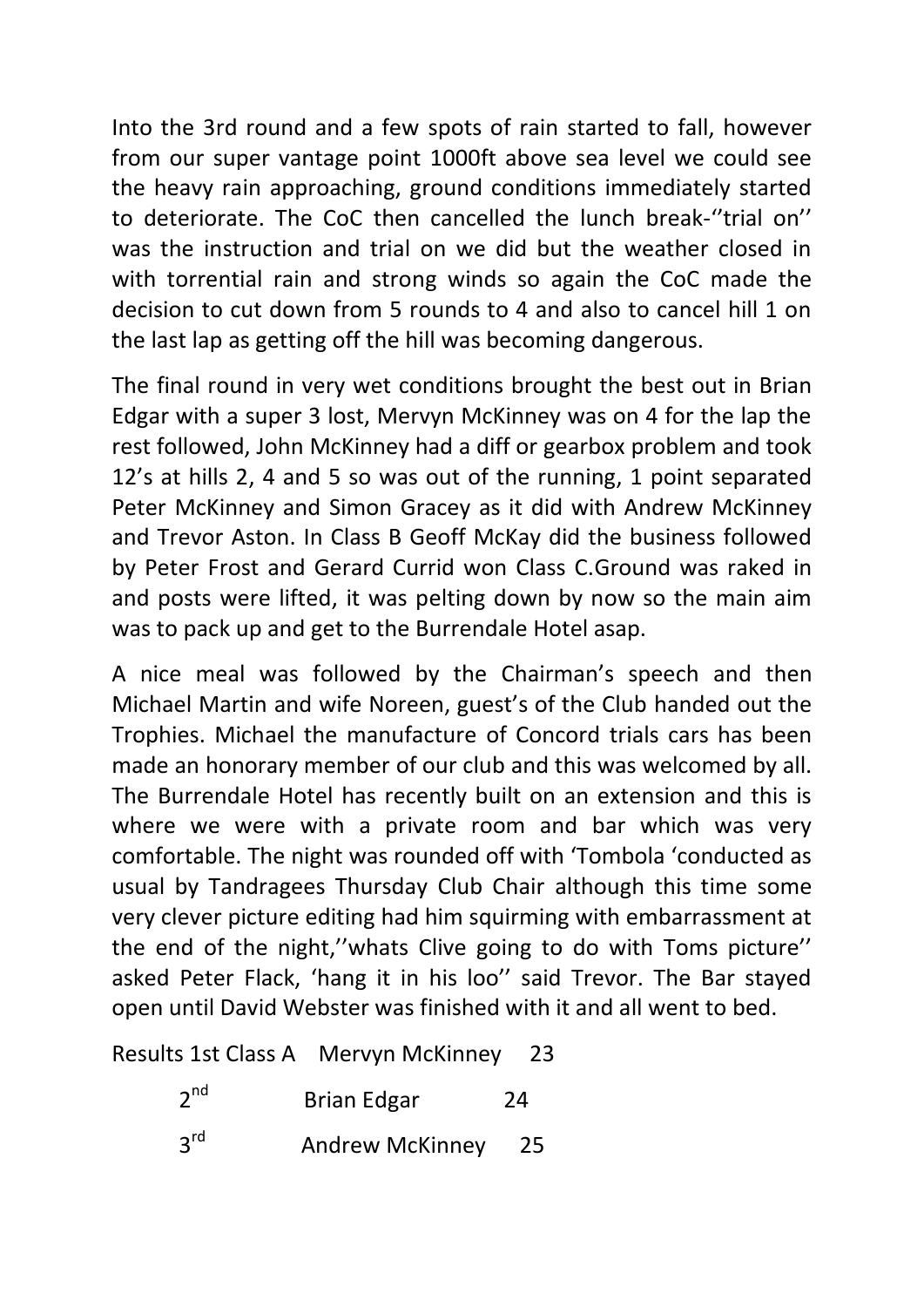Into the 3rd round and a few spots of rain started to fall, however from our super vantage point 1000ft above sea level we could see the heavy rain approaching, ground conditions immediately started to deteriorate. The CoC then cancelled the lunch break-''trial on'' was the instruction and trial on we did but the weather closed in with torrential rain and strong winds so again the CoC made the decision to cut down from 5 rounds to 4 and also to cancel hill 1 on the last lap as getting off the hill was becoming dangerous.

The final round in very wet conditions brought the best out in Brian Edgar with a super 3 lost, Mervyn McKinney was on 4 for the lap the rest followed, John McKinney had a diff or gearbox problem and took 12's at hills 2, 4 and 5 so was out of the running, 1 point separated Peter McKinney and Simon Gracey as it did with Andrew McKinney and Trevor Aston. In Class B Geoff McKay did the business followed by Peter Frost and Gerard Currid won Class C.Ground was raked in and posts were lifted, it was pelting down by now so the main aim was to pack up and get to the Burrendale Hotel asap.

A nice meal was followed by the Chairman's speech and then Michael Martin and wife Noreen, guest's of the Club handed out the Trophies. Michael the manufacture of Concord trials cars has been made an honorary member of our club and this was welcomed by all. The Burrendale Hotel has recently built on an extension and this is where we were with a private room and bar which was very comfortable. The night was rounded off with 'Tombola 'conducted as usual by Tandragees Thursday Club Chair although this time some very clever picture editing had him squirming with embarrassment at the end of the night,''whats Clive going to do with Toms picture'' asked Peter Flack, 'hang it in his loo'' said Trevor. The Bar stayed open until David Webster was finished with it and all went to bed.

| | | |
|---|---|---|
| Results 1st Class A | Mervyn McKinney | 23 |
| 2nd | Brian Edgar | 24 |
| 3rd | Andrew McKinney | 25 |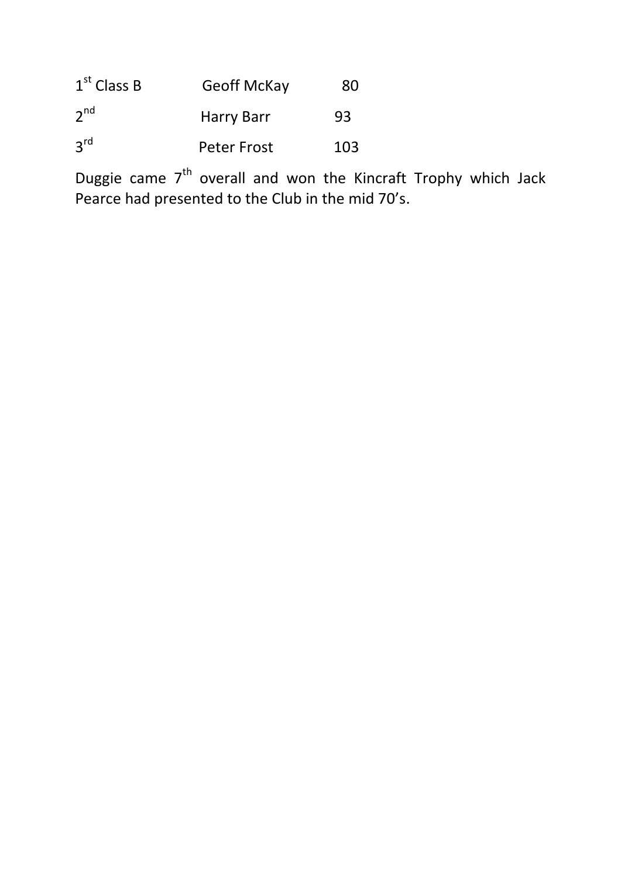| | | |
|---|---|---|
| 1st Class B | Geoff McKay | 80 |
| 2nd | Harry Barr | 93 |
| 3rd | Peter Frost | 103 |

Duggie came 7th overall and won the Kincraft Trophy which Jack Pearce had presented to the Club in the mid 70's.